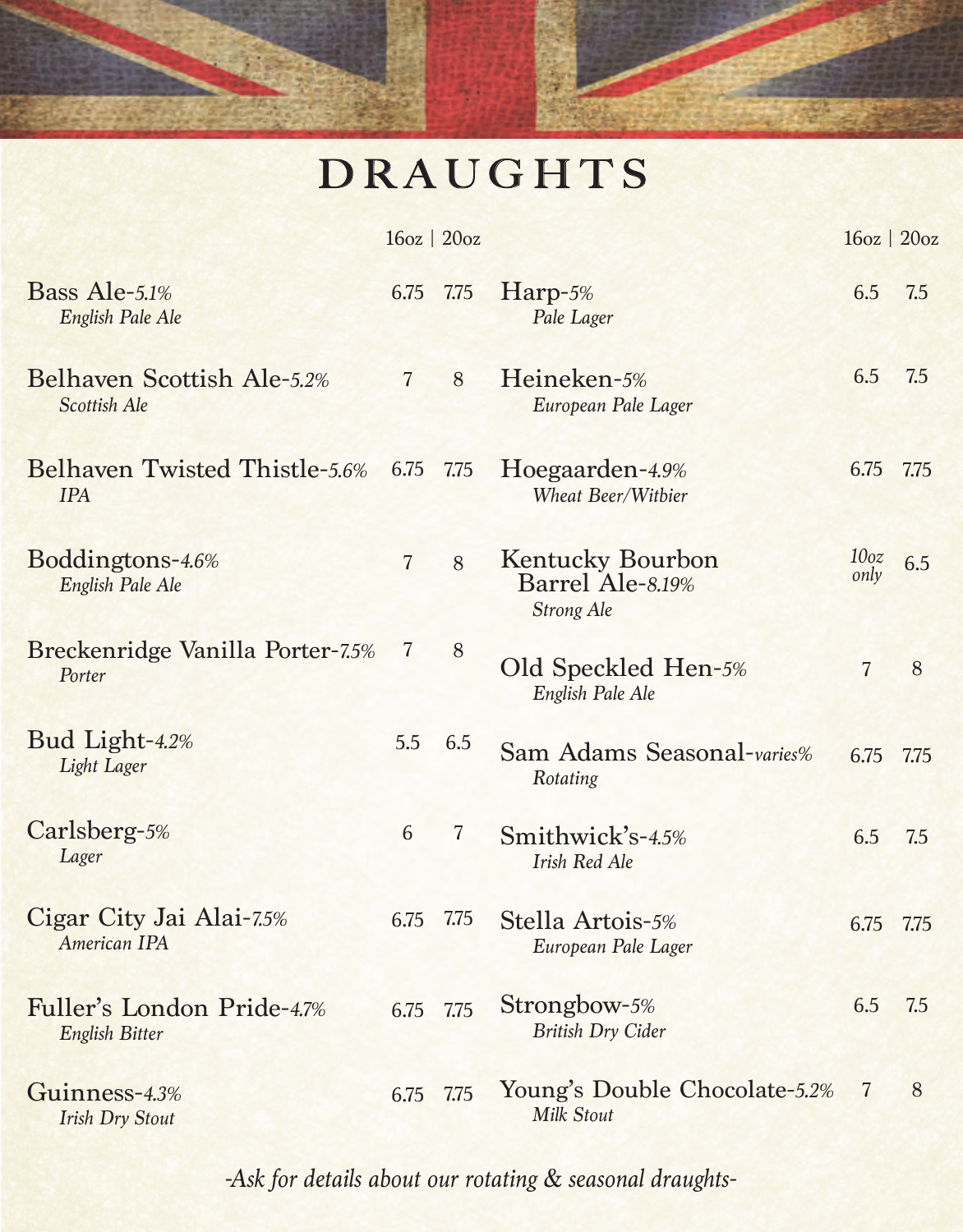# DRAUGHTS

| Beer | Style | 16oz | 20oz |
|---|---|---|---|
| Bass Ale-*5.1%* | *English Pale Ale* | 6.75 | 7.75 |
| Belhaven Scottish Ale-*5.2%* | *Scottish Ale* | 7 | 8 |
| Belhaven Twisted Thistle-*5.6%* | *IPA* | 6.75 | 7.75 |
| Boddingtons-*4.6%* | *English Pale Ale* | 7 | 8 |
| Breckenridge Vanilla Porter-*7.5%* | *Porter* | 7 | 8 |
| Bud Light-*4.2%* | *Light Lager* | 5.5 | 6.5 |
| Carlsberg-*5%* | *Lager* | 6 | 7 |
| Cigar City Jai Alai-*7.5%* | *American IPA* | 6.75 | 7.75 |
| Fuller's London Pride-*4.7%* | *English Bitter* | 6.75 | 7.75 |
| Guinness-*4.3%* | *Irish Dry Stout* | 6.75 | 7.75 |
| Harp-*5%* | *Pale Lager* | 6.5 | 7.5 |
| Heineken-*5%* | *European Pale Lager* | 6.5 | 7.5 |
| Hoegaarden-*4.9%* | *Wheat Beer/Witbier* | 6.75 | 7.75 |
| Kentucky Bourbon Barrel Ale-*8.19%* | *Strong Ale* | *10oz only* | 6.5 |
| Old Speckled Hen-*5%* | *English Pale Ale* | 7 | 8 |
| Sam Adams Seasonal-*varies%* | *Rotating* | 6.75 | 7.75 |
| Smithwick's-*4.5%* | *Irish Red Ale* | 6.5 | 7.5 |
| Stella Artois-*5%* | *European Pale Lager* | 6.75 | 7.75 |
| Strongbow-*5%* | *British Dry Cider* | 6.5 | 7.5 |
| Young's Double Chocolate-*5.2%* | *Milk Stout* | 7 | 8 |

*-Ask for details about our rotating & seasonal draughts-*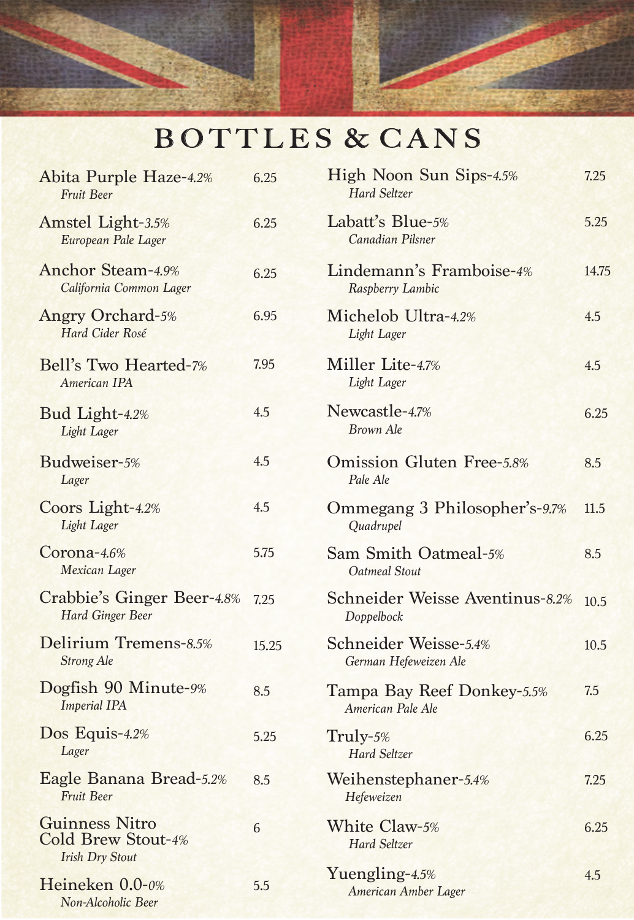# BOTTLES & CANS

Abita Purple Haze-*4.2%* 6.25
*Fruit Beer*

Amstel Light-*3.5%* 6.25
*European Pale Lager*

Anchor Steam-*4.9%* 6.25
*California Common Lager*

Angry Orchard-*5%* 6.95
*Hard Cider Rosé*

Bell's Two Hearted-*7%* 7.95
*American IPA*

Bud Light-*4.2%* 4.5
*Light Lager*

Budweiser-*5%* 4.5
*Lager*

Coors Light-*4.2%* 4.5
*Light Lager*

Corona-*4.6%* 5.75
*Mexican Lager*

Crabbie's Ginger Beer-*4.8%* 7.25
*Hard Ginger Beer*

Delirium Tremens-*8.5%* 15.25
*Strong Ale*

Dogfish 90 Minute-*9%* 8.5
*Imperial IPA*

Dos Equis-*4.2%* 5.25
*Lager*

Eagle Banana Bread-*5.2%* 8.5
*Fruit Beer*

Guinness Nitro Cold Brew Stout-*4%* 6
*Irish Dry Stout*

Heineken 0.0-*0%* 5.5
*Non-Alcoholic Beer*

High Noon Sun Sips-*4.5%* 7.25
*Hard Seltzer*

Labatt's Blue-*5%* 5.25
*Canadian Pilsner*

Lindemann's Framboise-*4%* 14.75
*Raspberry Lambic*

Michelob Ultra-*4.2%* 4.5
*Light Lager*

Miller Lite-*4.7%* 4.5
*Light Lager*

Newcastle-*4.7%* 6.25
*Brown Ale*

Omission Gluten Free-*5.8%* 8.5
*Pale Ale*

Ommegang 3 Philosopher's-*9.7%* 11.5
*Quadrupel*

Sam Smith Oatmeal-*5%* 8.5
*Oatmeal Stout*

Schneider Weisse Aventinus-*8.2%* 10.5
*Doppelbock*

Schneider Weisse-*5.4%* 10.5
*German Hefeweizen Ale*

Tampa Bay Reef Donkey-*5.5%* 7.5
*American Pale Ale*

Truly-*5%* 6.25
*Hard Seltzer*

Weihenstephaner-*5.4%* 7.25
*Hefeweizen*

White Claw-*5%* 6.25
*Hard Seltzer*

Yuengling-*4.5%* 4.5
*American Amber Lager*